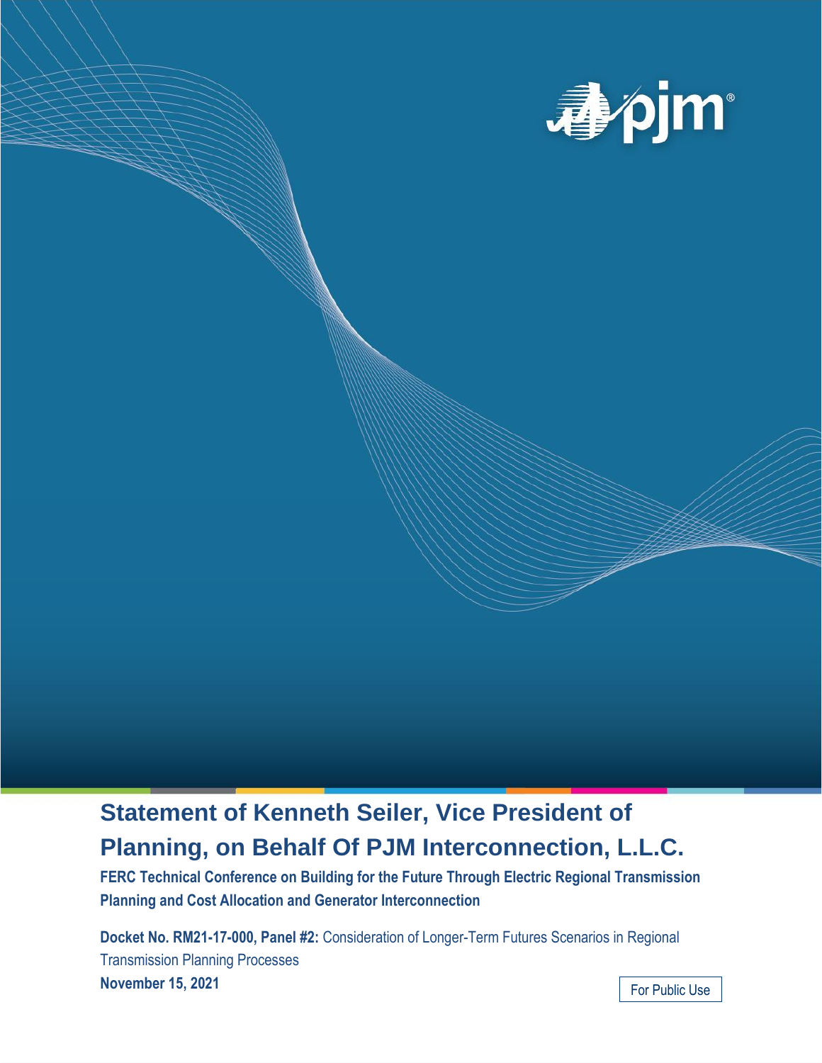# Statement of Kenneth Seiler, Vice President of Planning, on Behalf Of PJM Interconnection, L.L.C.

**FERC Technical Conference on Building for the Future Through Electric Regional Transmission Planning and Cost Allocation and Generator Interconnection**

**Docket No. RM21-17-000, Panel #2:** Consideration of Longer-Term Futures Scenarios in Regional Transmission Planning Processes

**November 15, 2021**

For Public Use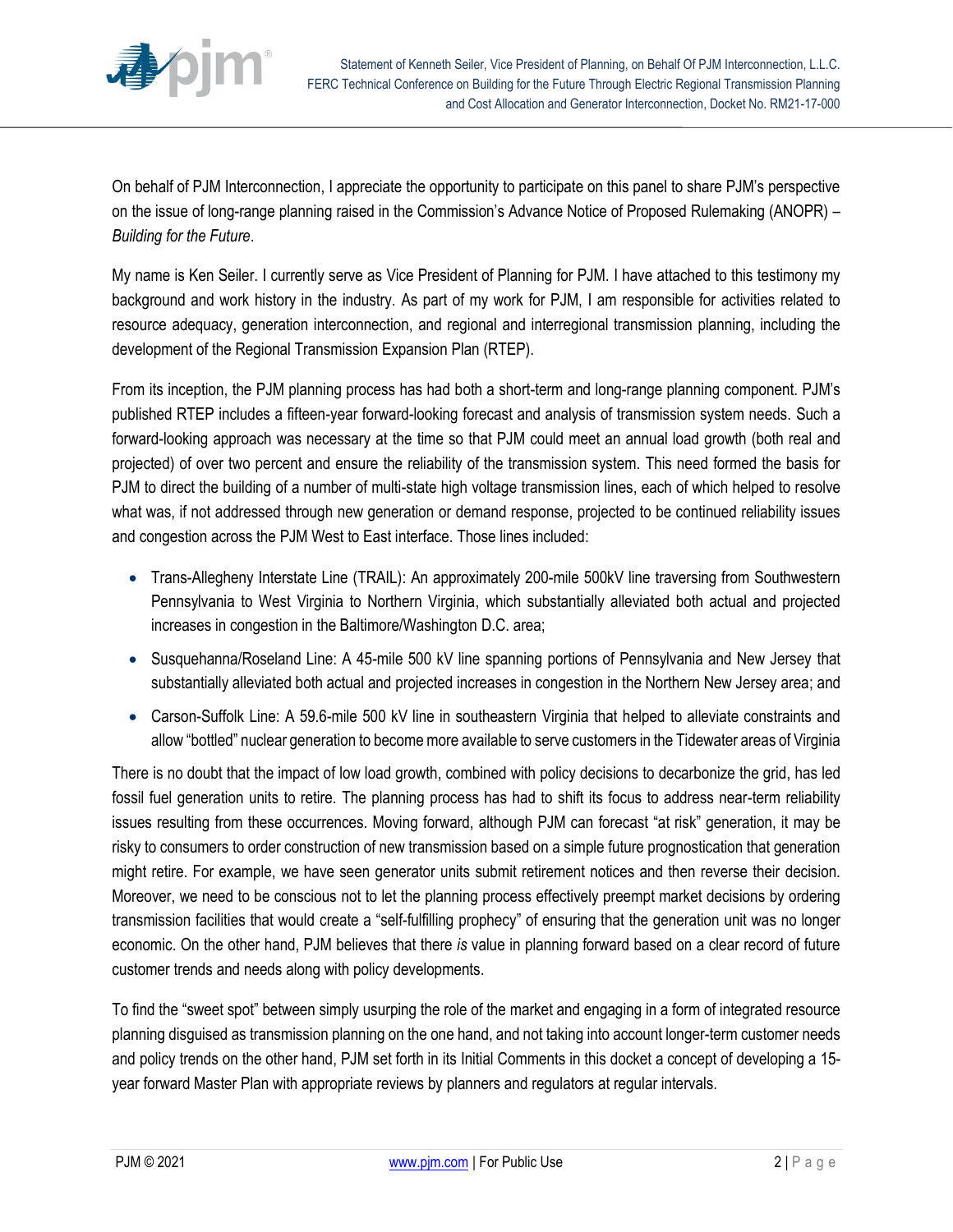On behalf of PJM Interconnection, I appreciate the opportunity to participate on this panel to share PJM's perspective on the issue of long-range planning raised in the Commission's Advance Notice of Proposed Rulemaking (ANOPR) – *Building for the Future*.

My name is Ken Seiler. I currently serve as Vice President of Planning for PJM. I have attached to this testimony my background and work history in the industry. As part of my work for PJM, I am responsible for activities related to resource adequacy, generation interconnection, and regional and interregional transmission planning, including the development of the Regional Transmission Expansion Plan (RTEP).

From its inception, the PJM planning process has had both a short-term and long-range planning component. PJM's published RTEP includes a fifteen-year forward-looking forecast and analysis of transmission system needs. Such a forward-looking approach was necessary at the time so that PJM could meet an annual load growth (both real and projected) of over two percent and ensure the reliability of the transmission system. This need formed the basis for PJM to direct the building of a number of multi-state high voltage transmission lines, each of which helped to resolve what was, if not addressed through new generation or demand response, projected to be continued reliability issues and congestion across the PJM West to East interface. Those lines included:

- Trans-Allegheny Interstate Line (TRAIL): An approximately 200-mile 500kV line traversing from Southwestern Pennsylvania to West Virginia to Northern Virginia, which substantially alleviated both actual and projected increases in congestion in the Baltimore/Washington D.C. area;
- Susquehanna/Roseland Line: A 45-mile 500 kV line spanning portions of Pennsylvania and New Jersey that substantially alleviated both actual and projected increases in congestion in the Northern New Jersey area; and
- Carson-Suffolk Line: A 59.6-mile 500 kV line in southeastern Virginia that helped to alleviate constraints and allow "bottled" nuclear generation to become more available to serve customers in the Tidewater areas of Virginia

There is no doubt that the impact of low load growth, combined with policy decisions to decarbonize the grid, has led fossil fuel generation units to retire. The planning process has had to shift its focus to address near-term reliability issues resulting from these occurrences. Moving forward, although PJM can forecast "at risk" generation, it may be risky to consumers to order construction of new transmission based on a simple future prognostication that generation might retire. For example, we have seen generator units submit retirement notices and then reverse their decision. Moreover, we need to be conscious not to let the planning process effectively preempt market decisions by ordering transmission facilities that would create a "self-fulfilling prophecy" of ensuring that the generation unit was no longer economic. On the other hand, PJM believes that there *is* value in planning forward based on a clear record of future customer trends and needs along with policy developments.

To find the "sweet spot" between simply usurping the role of the market and engaging in a form of integrated resource planning disguised as transmission planning on the one hand, and not taking into account longer-term customer needs and policy trends on the other hand, PJM set forth in its Initial Comments in this docket a concept of developing a 15-year forward Master Plan with appropriate reviews by planners and regulators at regular intervals.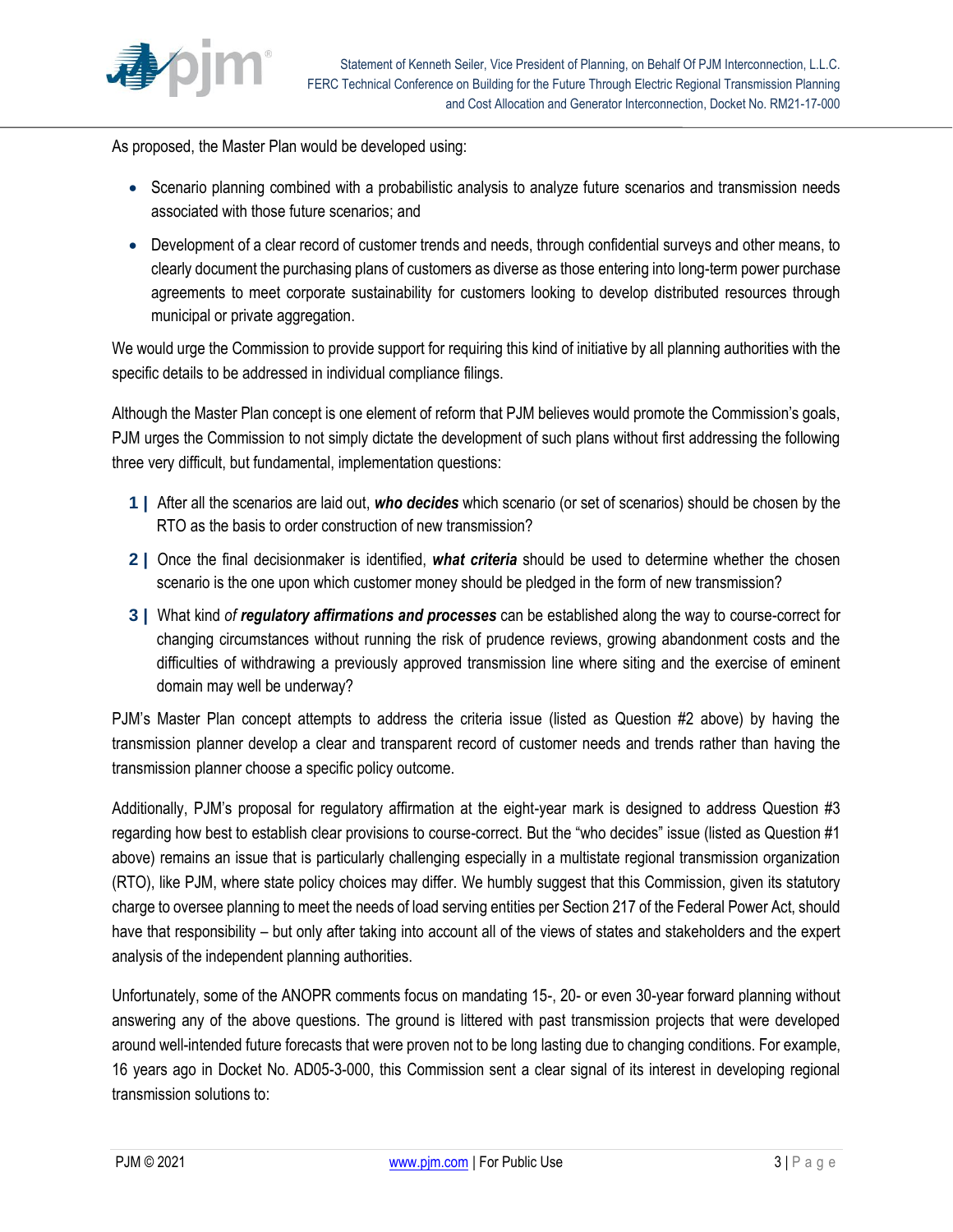As proposed, the Master Plan would be developed using:

- Scenario planning combined with a probabilistic analysis to analyze future scenarios and transmission needs associated with those future scenarios; and
- Development of a clear record of customer trends and needs, through confidential surveys and other means, to clearly document the purchasing plans of customers as diverse as those entering into long-term power purchase agreements to meet corporate sustainability for customers looking to develop distributed resources through municipal or private aggregation.

We would urge the Commission to provide support for requiring this kind of initiative by all planning authorities with the specific details to be addressed in individual compliance filings.

Although the Master Plan concept is one element of reform that PJM believes would promote the Commission's goals, PJM urges the Commission to not simply dictate the development of such plans without first addressing the following three very difficult, but fundamental, implementation questions:

**1 |** After all the scenarios are laid out, ***who decides*** which scenario (or set of scenarios) should be chosen by the RTO as the basis to order construction of new transmission?

**2 |** Once the final decisionmaker is identified, ***what criteria*** should be used to determine whether the chosen scenario is the one upon which customer money should be pledged in the form of new transmission?

**3 |** What kind *of* ***regulatory affirmations and processes*** can be established along the way to course-correct for changing circumstances without running the risk of prudence reviews, growing abandonment costs and the difficulties of withdrawing a previously approved transmission line where siting and the exercise of eminent domain may well be underway?

PJM's Master Plan concept attempts to address the criteria issue (listed as Question #2 above) by having the transmission planner develop a clear and transparent record of customer needs and trends rather than having the transmission planner choose a specific policy outcome.

Additionally, PJM's proposal for regulatory affirmation at the eight-year mark is designed to address Question #3 regarding how best to establish clear provisions to course-correct. But the "who decides" issue (listed as Question #1 above) remains an issue that is particularly challenging especially in a multistate regional transmission organization (RTO), like PJM, where state policy choices may differ. We humbly suggest that this Commission, given its statutory charge to oversee planning to meet the needs of load serving entities per Section 217 of the Federal Power Act, should have that responsibility – but only after taking into account all of the views of states and stakeholders and the expert analysis of the independent planning authorities.

Unfortunately, some of the ANOPR comments focus on mandating 15-, 20- or even 30-year forward planning without answering any of the above questions. The ground is littered with past transmission projects that were developed around well-intended future forecasts that were proven not to be long lasting due to changing conditions. For example, 16 years ago in Docket No. AD05-3-000, this Commission sent a clear signal of its interest in developing regional transmission solutions to: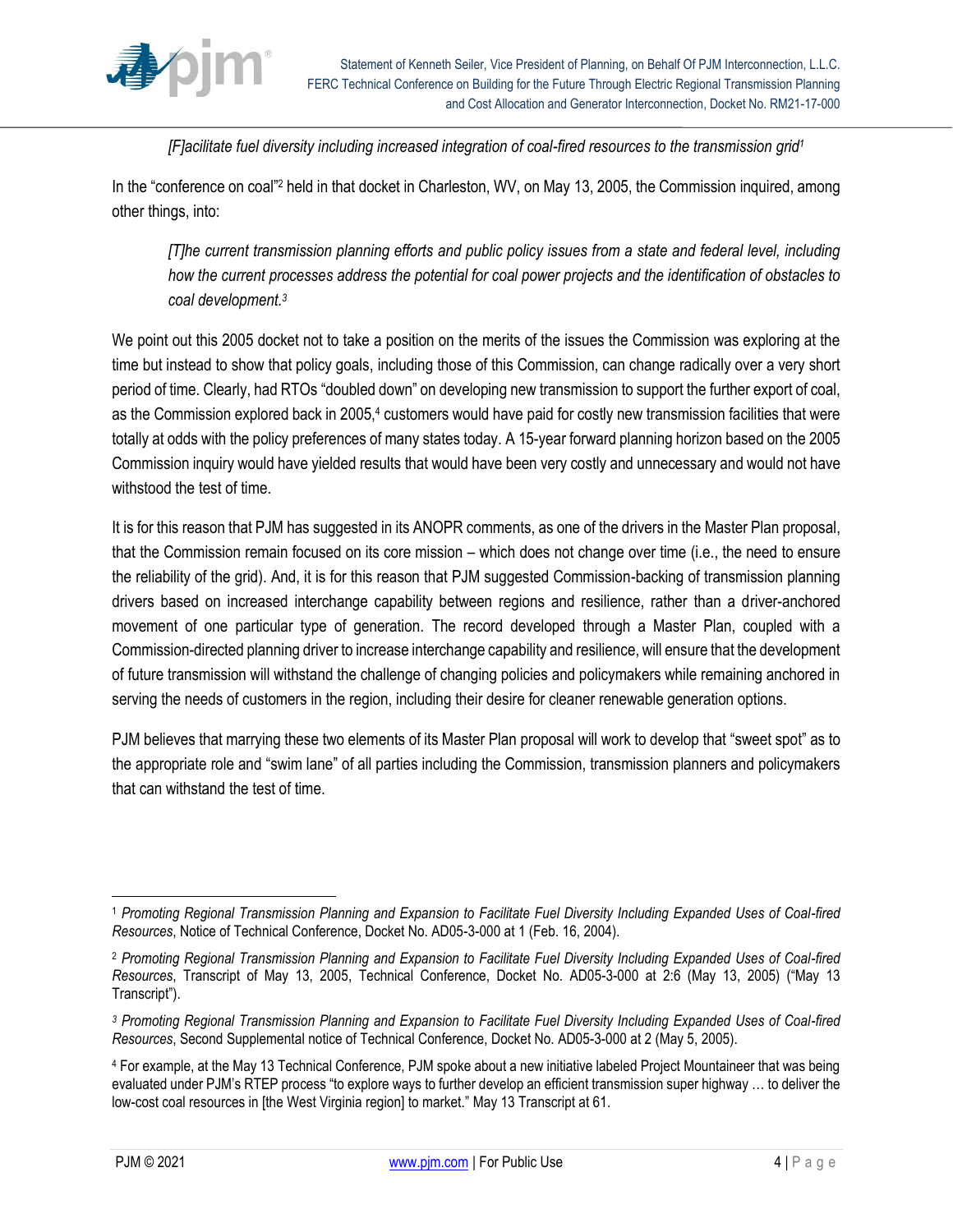*[F]acilitate fuel diversity including increased integration of coal-fired resources to the transmission grid*[1]

In the "conference on coal"[2] held in that docket in Charleston, WV, on May 13, 2005, the Commission inquired, among other things, into:

> *[T]he current transmission planning efforts and public policy issues from a state and federal level, including how the current processes address the potential for coal power projects and the identification of obstacles to coal development.*[3]

We point out this 2005 docket not to take a position on the merits of the issues the Commission was exploring at the time but instead to show that policy goals, including those of this Commission, can change radically over a very short period of time. Clearly, had RTOs "doubled down" on developing new transmission to support the further export of coal, as the Commission explored back in 2005,[4] customers would have paid for costly new transmission facilities that were totally at odds with the policy preferences of many states today. A 15-year forward planning horizon based on the 2005 Commission inquiry would have yielded results that would have been very costly and unnecessary and would not have withstood the test of time.

It is for this reason that PJM has suggested in its ANOPR comments, as one of the drivers in the Master Plan proposal, that the Commission remain focused on its core mission – which does not change over time (i.e., the need to ensure the reliability of the grid). And, it is for this reason that PJM suggested Commission-backing of transmission planning drivers based on increased interchange capability between regions and resilience, rather than a driver-anchored movement of one particular type of generation. The record developed through a Master Plan, coupled with a Commission-directed planning driver to increase interchange capability and resilience, will ensure that the development of future transmission will withstand the challenge of changing policies and policymakers while remaining anchored in serving the needs of customers in the region, including their desire for cleaner renewable generation options.

PJM believes that marrying these two elements of its Master Plan proposal will work to develop that "sweet spot" as to the appropriate role and "swim lane" of all parties including the Commission, transmission planners and policymakers that can withstand the test of time.

---

[1] *Promoting Regional Transmission Planning and Expansion to Facilitate Fuel Diversity Including Expanded Uses of Coal-fired Resources*, Notice of Technical Conference, Docket No. AD05-3-000 at 1 (Feb. 16, 2004).

[2] *Promoting Regional Transmission Planning and Expansion to Facilitate Fuel Diversity Including Expanded Uses of Coal-fired Resources*, Transcript of May 13, 2005, Technical Conference, Docket No. AD05-3-000 at 2:6 (May 13, 2005) ("May 13 Transcript").

[3] *Promoting Regional Transmission Planning and Expansion to Facilitate Fuel Diversity Including Expanded Uses of Coal-fired Resources*, Second Supplemental notice of Technical Conference, Docket No. AD05-3-000 at 2 (May 5, 2005).

[4] For example, at the May 13 Technical Conference, PJM spoke about a new initiative labeled Project Mountaineer that was being evaluated under PJM's RTEP process "to explore ways to further develop an efficient transmission super highway … to deliver the low-cost coal resources in [the West Virginia region] to market." May 13 Transcript at 61.